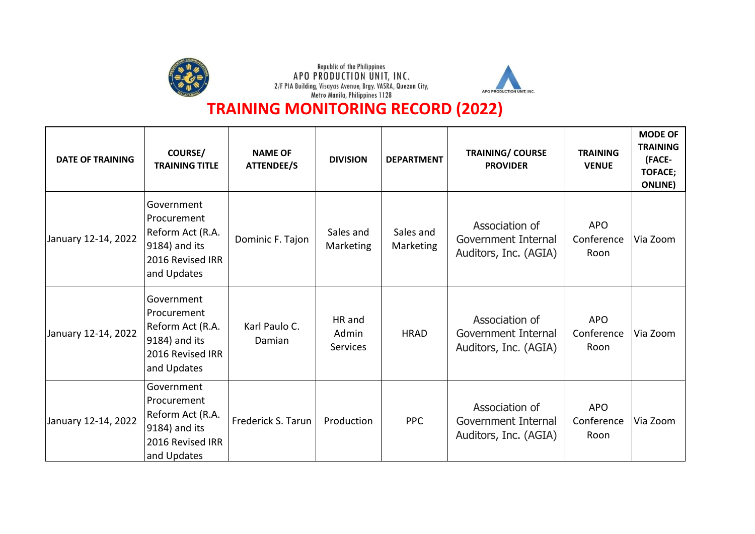Republic of the Philippines
APO PRODUCTION UNIT, INC.
2/F PIA Building, Visayas Avenue, Brgy. VASRA, Quezon City,
Metro Manila, Philippines 1128

# TRAINING MONITORING RECORD (2022)

| DATE OF TRAINING | COURSE/ TRAINING TITLE | NAME OF ATTENDEE/S | DIVISION | DEPARTMENT | TRAINING/ COURSE PROVIDER | TRAINING VENUE | MODE OF TRAINING (FACE-TOFACE; ONLINE) |
|---|---|---|---|---|---|---|---|
| January 12-14, 2022 | Government Procurement Reform Act (R.A. 9184) and its 2016 Revised IRR and Updates | Dominic F. Tajon | Sales and Marketing | Sales and Marketing | Association of Government Internal Auditors, Inc. (AGIA) | APO Conference Roon | Via Zoom |
| January 12-14, 2022 | Government Procurement Reform Act (R.A. 9184) and its 2016 Revised IRR and Updates | Karl Paulo C. Damian | HR and Admin Services | HRAD | Association of Government Internal Auditors, Inc. (AGIA) | APO Conference Roon | Via Zoom |
| January 12-14, 2022 | Government Procurement Reform Act (R.A. 9184) and its 2016 Revised IRR and Updates | Frederick S. Tarun | Production | PPC | Association of Government Internal Auditors, Inc. (AGIA) | APO Conference Roon | Via Zoom |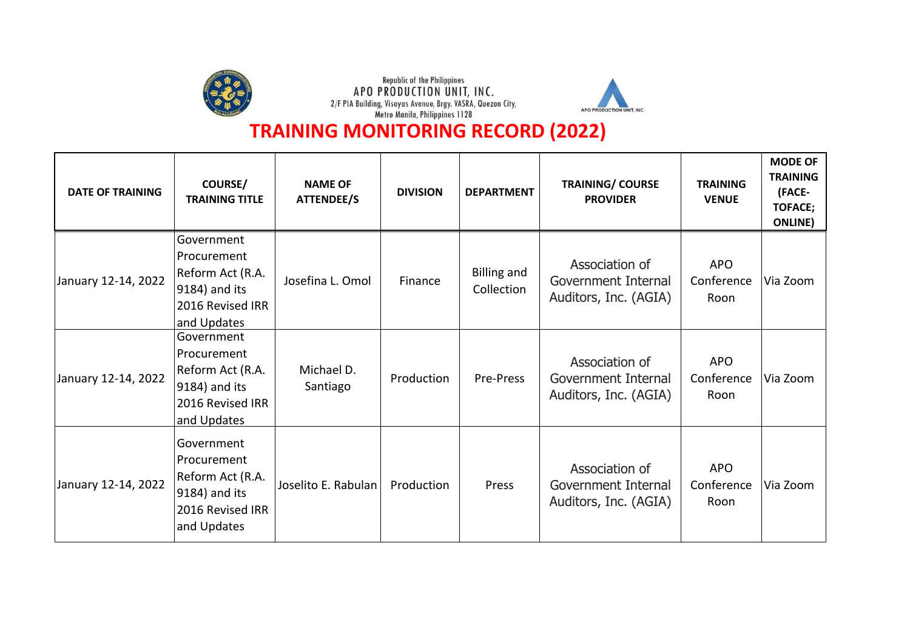Republic of the Philippines
APO PRODUCTION UNIT, INC.
2/F PIA Building, Visayas Avenue, Brgy. VASRA, Quezon City,
Metro Manila, Philippines 1128

# TRAINING MONITORING RECORD (2022)

| DATE OF TRAINING | COURSE/ TRAINING TITLE | NAME OF ATTENDEE/S | DIVISION | DEPARTMENT | TRAINING/ COURSE PROVIDER | TRAINING VENUE | MODE OF TRAINING (FACE-TOFACE; ONLINE) |
|---|---|---|---|---|---|---|---|
| January 12-14, 2022 | Government Procurement Reform Act (R.A. 9184) and its 2016 Revised IRR and Updates | Josefina L. Omol | Finance | Billing and Collection | Association of Government Internal Auditors, Inc. (AGIA) | APO Conference Roon | Via Zoom |
| January 12-14, 2022 | Government Procurement Reform Act (R.A. 9184) and its 2016 Revised IRR and Updates | Michael D. Santiago | Production | Pre-Press | Association of Government Internal Auditors, Inc. (AGIA) | APO Conference Roon | Via Zoom |
| January 12-14, 2022 | Government Procurement Reform Act (R.A. 9184) and its 2016 Revised IRR and Updates | Joselito E. Rabulan | Production | Press | Association of Government Internal Auditors, Inc. (AGIA) | APO Conference Roon | Via Zoom |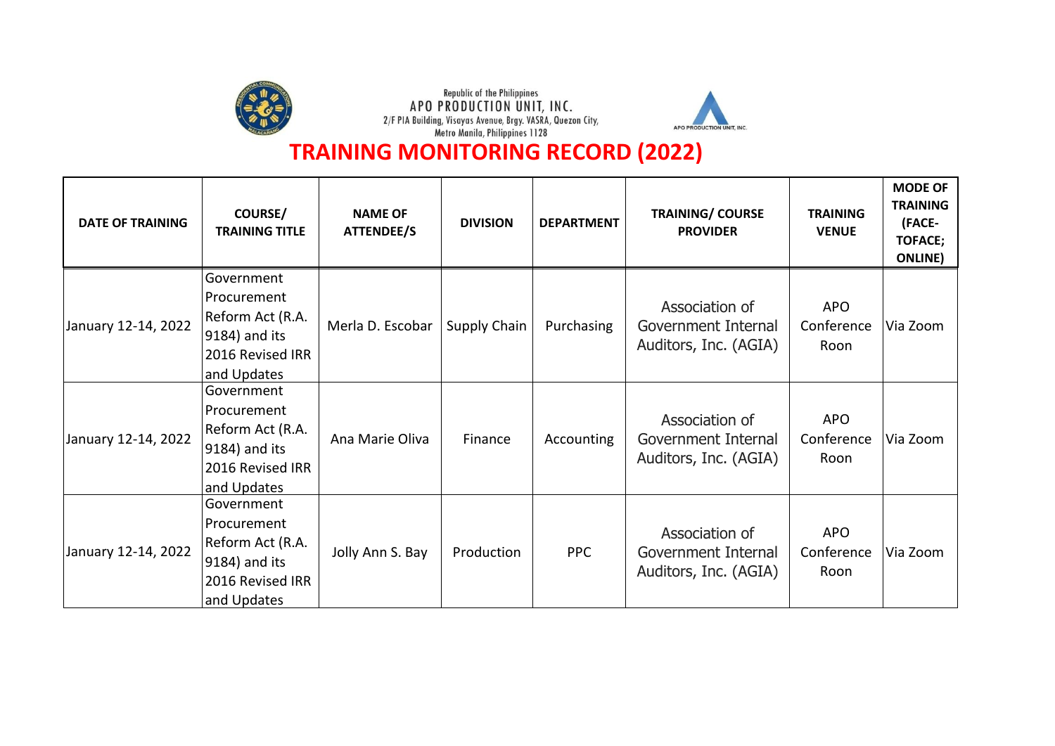Republic of the Philippines
APO PRODUCTION UNIT, INC.
2/F PIA Building, Visayas Avenue, Brgy. VASRA, Quezon City, Metro Manila, Philippines 1128

# TRAINING MONITORING RECORD (2022)

| DATE OF TRAINING | COURSE/ TRAINING TITLE | NAME OF ATTENDEE/S | DIVISION | DEPARTMENT | TRAINING/ COURSE PROVIDER | TRAINING VENUE | MODE OF TRAINING (FACE-TOFACE; ONLINE) |
|---|---|---|---|---|---|---|---|
| January 12-14, 2022 | Government Procurement Reform Act (R.A. 9184) and its 2016 Revised IRR and Updates | Merla D. Escobar | Supply Chain | Purchasing | Association of Government Internal Auditors, Inc. (AGIA) | APO Conference Roon | Via Zoom |
| January 12-14, 2022 | Government Procurement Reform Act (R.A. 9184) and its 2016 Revised IRR and Updates | Ana Marie Oliva | Finance | Accounting | Association of Government Internal Auditors, Inc. (AGIA) | APO Conference Roon | Via Zoom |
| January 12-14, 2022 | Government Procurement Reform Act (R.A. 9184) and its 2016 Revised IRR and Updates | Jolly Ann S. Bay | Production | PPC | Association of Government Internal Auditors, Inc. (AGIA) | APO Conference Roon | Via Zoom |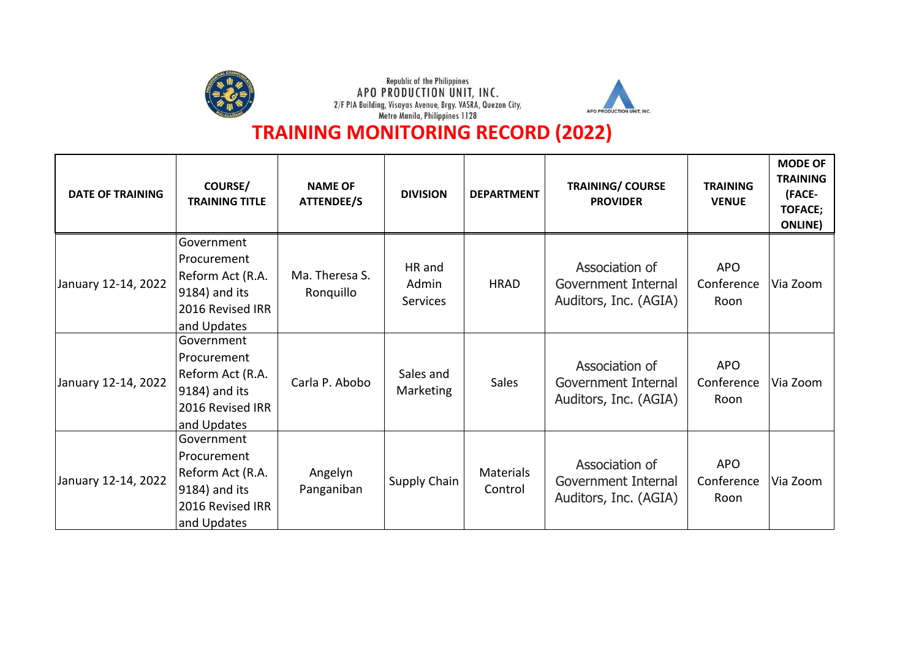Republic of the Philippines
APO PRODUCTION UNIT, INC.
2/F PIA Building, Visayas Avenue, Brgy. VASRA, Quezon City,
Metro Manila, Philippines 1128

APO PRODUCTION UNIT, INC.

# TRAINING MONITORING RECORD (2022)

| DATE OF TRAINING | COURSE/ TRAINING TITLE | NAME OF ATTENDEE/S | DIVISION | DEPARTMENT | TRAINING/ COURSE PROVIDER | TRAINING VENUE | MODE OF TRAINING (FACE-TOFACE; ONLINE) |
|---|---|---|---|---|---|---|---|
| January 12-14, 2022 | Government Procurement Reform Act (R.A. 9184) and its 2016 Revised IRR and Updates | Ma. Theresa S. Ronquillo | HR and Admin Services | HRAD | Association of Government Internal Auditors, Inc. (AGIA) | APO Conference Roon | Via Zoom |
| January 12-14, 2022 | Government Procurement Reform Act (R.A. 9184) and its 2016 Revised IRR and Updates | Carla P. Abobo | Sales and Marketing | Sales | Association of Government Internal Auditors, Inc. (AGIA) | APO Conference Roon | Via Zoom |
| January 12-14, 2022 | Government Procurement Reform Act (R.A. 9184) and its 2016 Revised IRR and Updates | Angelyn Panganiban | Supply Chain | Materials Control | Association of Government Internal Auditors, Inc. (AGIA) | APO Conference Roon | Via Zoom |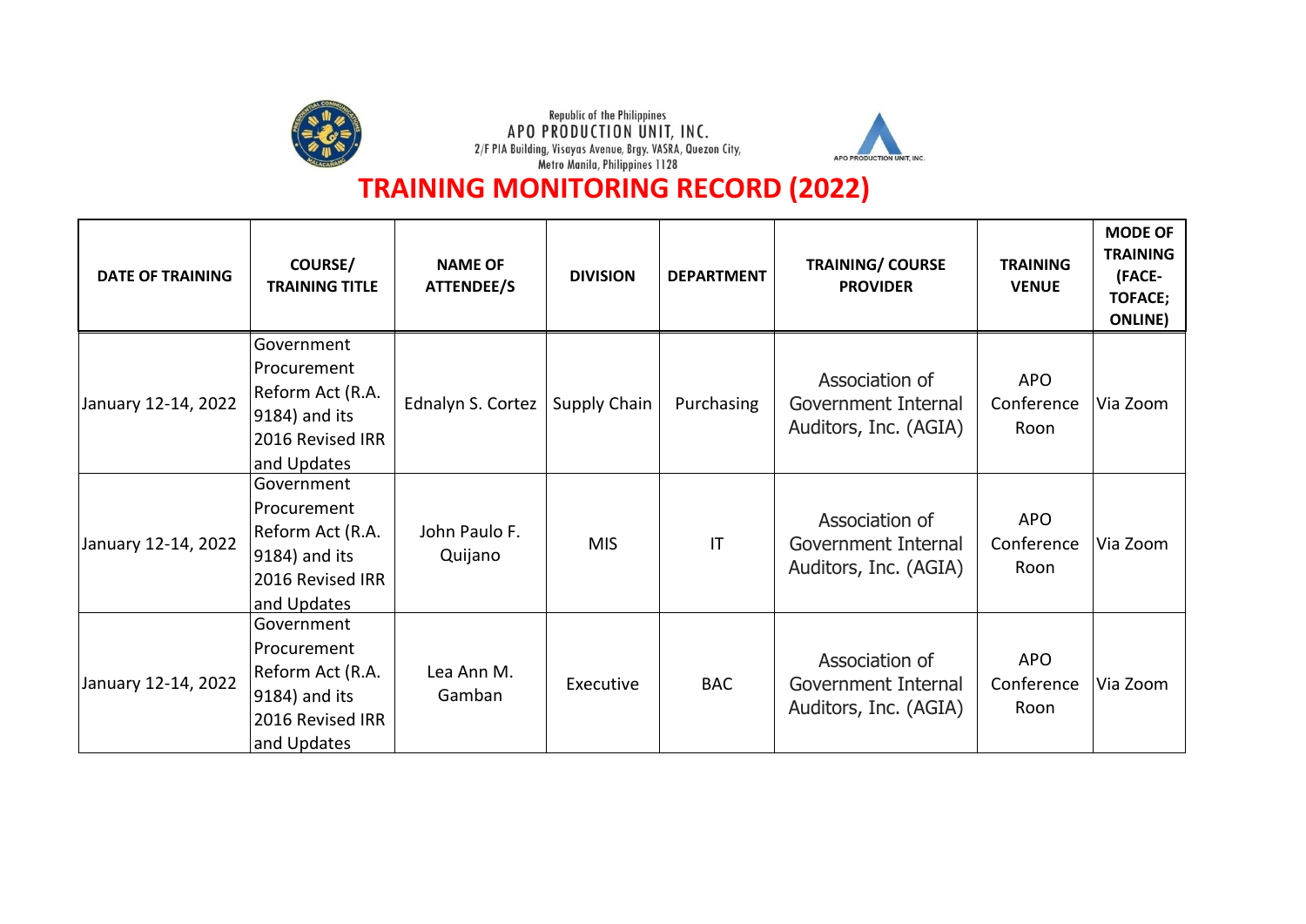Republic of the Philippines
APO PRODUCTION UNIT, INC.
2/F PIA Building, Visayas Avenue, Brgy. VASRA, Quezon City, Metro Manila, Philippines 1128

# TRAINING MONITORING RECORD (2022)

| DATE OF TRAINING | COURSE/ TRAINING TITLE | NAME OF ATTENDEE/S | DIVISION | DEPARTMENT | TRAINING/ COURSE PROVIDER | TRAINING VENUE | MODE OF TRAINING (FACE-TOFACE; ONLINE) |
|---|---|---|---|---|---|---|---|
| January 12-14, 2022 | Government Procurement Reform Act (R.A. 9184) and its 2016 Revised IRR and Updates | Ednalyn S. Cortez | Supply Chain | Purchasing | Association of Government Internal Auditors, Inc. (AGIA) | APO Conference Roon | Via Zoom |
| January 12-14, 2022 | Government Procurement Reform Act (R.A. 9184) and its 2016 Revised IRR and Updates | John Paulo F. Quijano | MIS | IT | Association of Government Internal Auditors, Inc. (AGIA) | APO Conference Roon | Via Zoom |
| January 12-14, 2022 | Government Procurement Reform Act (R.A. 9184) and its 2016 Revised IRR and Updates | Lea Ann M. Gamban | Executive | BAC | Association of Government Internal Auditors, Inc. (AGIA) | APO Conference Roon | Via Zoom |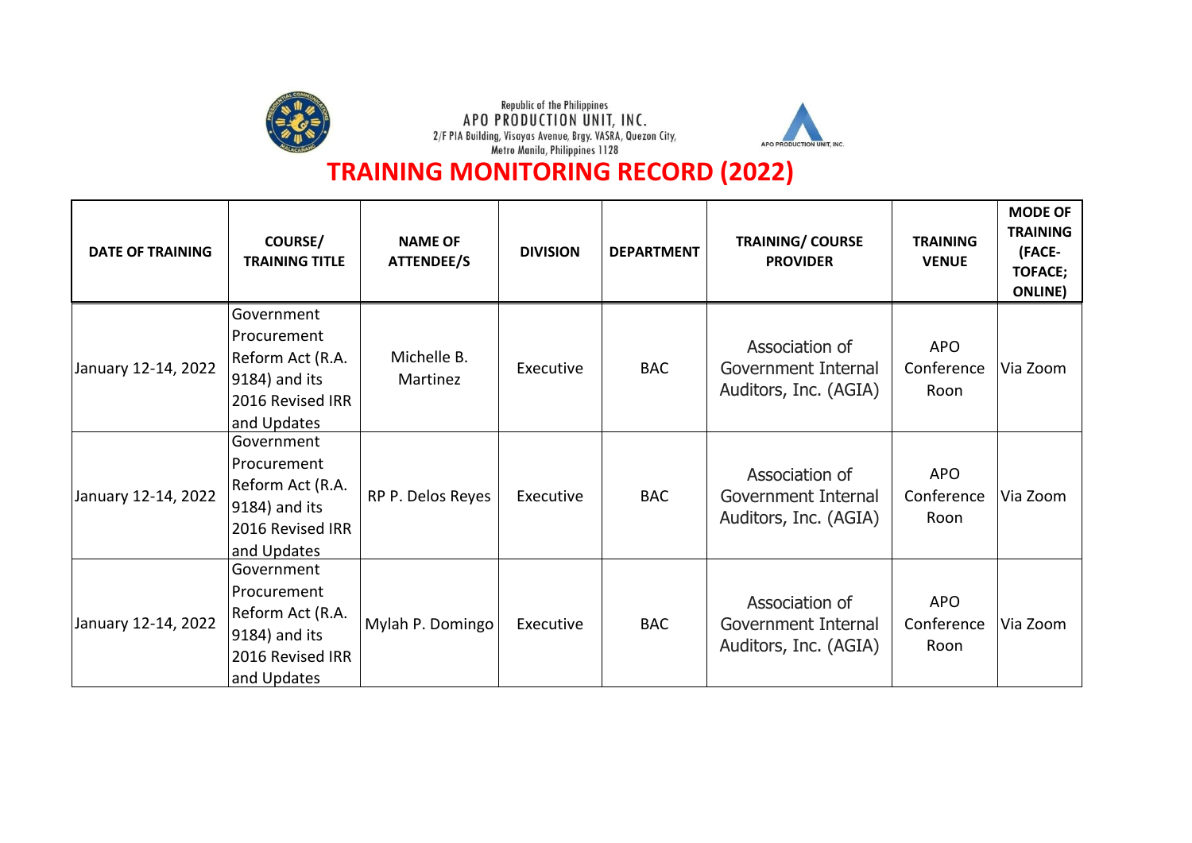Republic of the Philippines
APO PRODUCTION UNIT, INC.
2/F PIA Building, Visayas Avenue, Brgy. VASRA, Quezon City,
Metro Manila, Philippines 1128

APO PRODUCTION UNIT, INC.

# TRAINING MONITORING RECORD (2022)

| DATE OF TRAINING | COURSE/ TRAINING TITLE | NAME OF ATTENDEE/S | DIVISION | DEPARTMENT | TRAINING/ COURSE PROVIDER | TRAINING VENUE | MODE OF TRAINING (FACE-TOFACE; ONLINE) |
|---|---|---|---|---|---|---|---|
| January 12-14, 2022 | Government Procurement Reform Act (R.A. 9184) and its 2016 Revised IRR and Updates | Michelle B. Martinez | Executive | BAC | Association of Government Internal Auditors, Inc. (AGIA) | APO Conference Roon | Via Zoom |
| January 12-14, 2022 | Government Procurement Reform Act (R.A. 9184) and its 2016 Revised IRR and Updates | RP P. Delos Reyes | Executive | BAC | Association of Government Internal Auditors, Inc. (AGIA) | APO Conference Roon | Via Zoom |
| January 12-14, 2022 | Government Procurement Reform Act (R.A. 9184) and its 2016 Revised IRR and Updates | Mylah P. Domingo | Executive | BAC | Association of Government Internal Auditors, Inc. (AGIA) | APO Conference Roon | Via Zoom |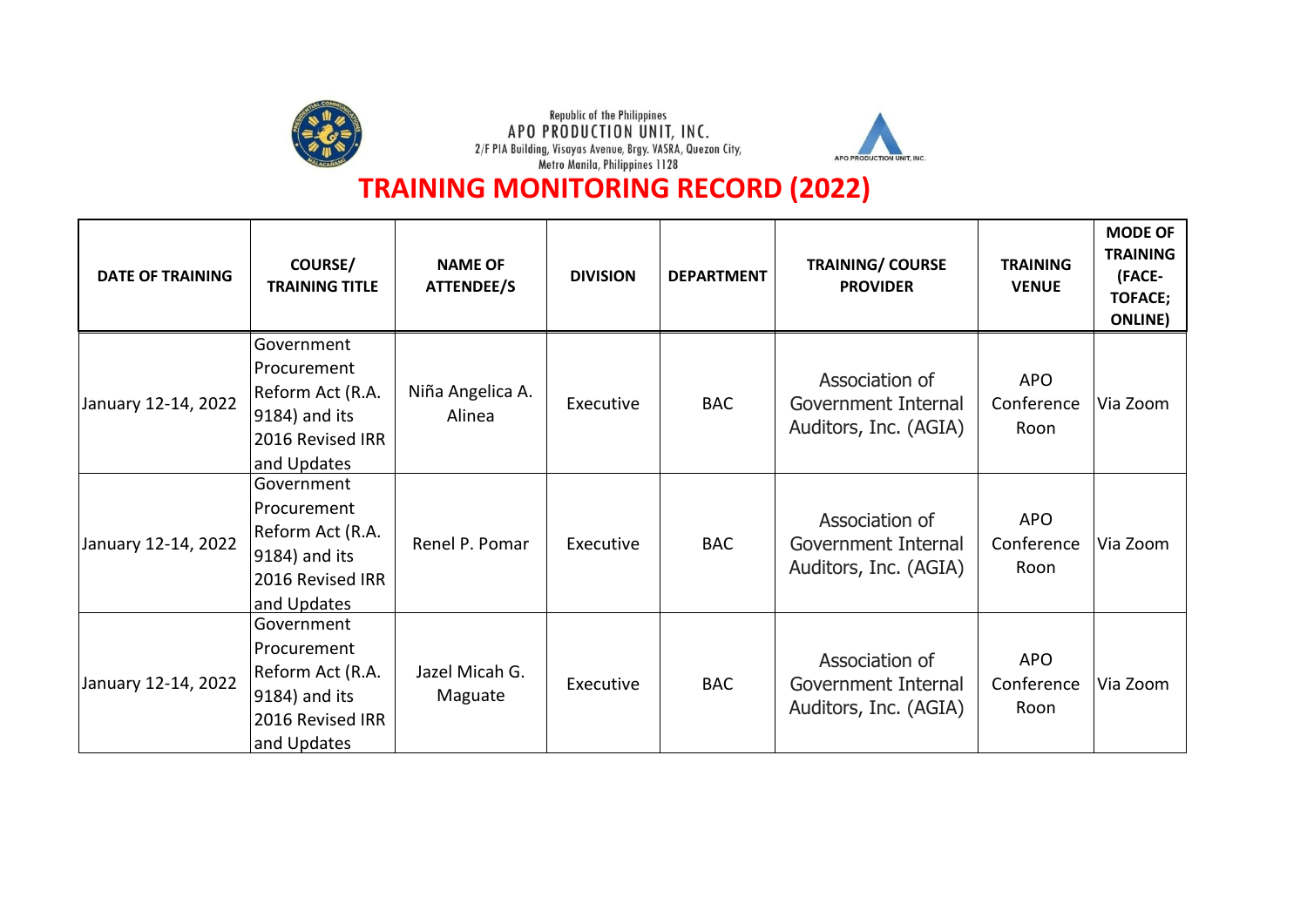Republic of the Philippines
APO PRODUCTION UNIT, INC.
2/F PIA Building, Visayas Avenue, Brgy. VASRA, Quezon City, Metro Manila, Philippines 1128

# TRAINING MONITORING RECORD (2022)

| DATE OF TRAINING | COURSE/ TRAINING TITLE | NAME OF ATTENDEE/S | DIVISION | DEPARTMENT | TRAINING/ COURSE PROVIDER | TRAINING VENUE | MODE OF TRAINING (FACE-TOFACE; ONLINE) |
|---|---|---|---|---|---|---|---|
| January 12-14, 2022 | Government Procurement Reform Act (R.A. 9184) and its 2016 Revised IRR and Updates | Niña Angelica A. Alinea | Executive | BAC | Association of Government Internal Auditors, Inc. (AGIA) | APO Conference Roon | Via Zoom |
| January 12-14, 2022 | Government Procurement Reform Act (R.A. 9184) and its 2016 Revised IRR and Updates | Renel P. Pomar | Executive | BAC | Association of Government Internal Auditors, Inc. (AGIA) | APO Conference Roon | Via Zoom |
| January 12-14, 2022 | Government Procurement Reform Act (R.A. 9184) and its 2016 Revised IRR and Updates | Jazel Micah G. Maguate | Executive | BAC | Association of Government Internal Auditors, Inc. (AGIA) | APO Conference Roon | Via Zoom |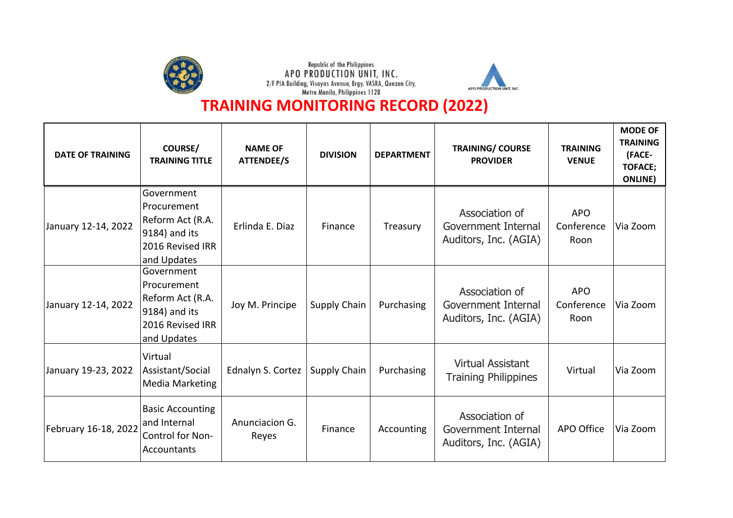Republic of the Philippines
APO PRODUCTION UNIT, INC.
2/F PIA Building, Visayas Avenue, Brgy. VASRA, Quezon City,
Metro Manila, Philippines 1128

APO PRODUCTION UNIT, INC.

# TRAINING MONITORING RECORD (2022)

| DATE OF TRAINING | COURSE/ TRAINING TITLE | NAME OF ATTENDEE/S | DIVISION | DEPARTMENT | TRAINING/ COURSE PROVIDER | TRAINING VENUE | MODE OF TRAINING (FACE-TOFACE; ONLINE) |
|---|---|---|---|---|---|---|---|
| January 12-14, 2022 | Government Procurement Reform Act (R.A. 9184) and its 2016 Revised IRR and Updates | Erlinda E. Diaz | Finance | Treasury | Association of Government Internal Auditors, Inc. (AGIA) | APO Conference Roon | Via Zoom |
| January 12-14, 2022 | Government Procurement Reform Act (R.A. 9184) and its 2016 Revised IRR and Updates | Joy M. Principe | Supply Chain | Purchasing | Association of Government Internal Auditors, Inc. (AGIA) | APO Conference Roon | Via Zoom |
| January 19-23, 2022 | Virtual Assistant/Social Media Marketing | Ednalyn S. Cortez | Supply Chain | Purchasing | Virtual Assistant Training Philippines | Virtual | Via Zoom |
| February 16-18, 2022 | Basic Accounting and Internal Control for Non-Accountants | Anunciacion G. Reyes | Finance | Accounting | Association of Government Internal Auditors, Inc. (AGIA) | APO Office | Via Zoom |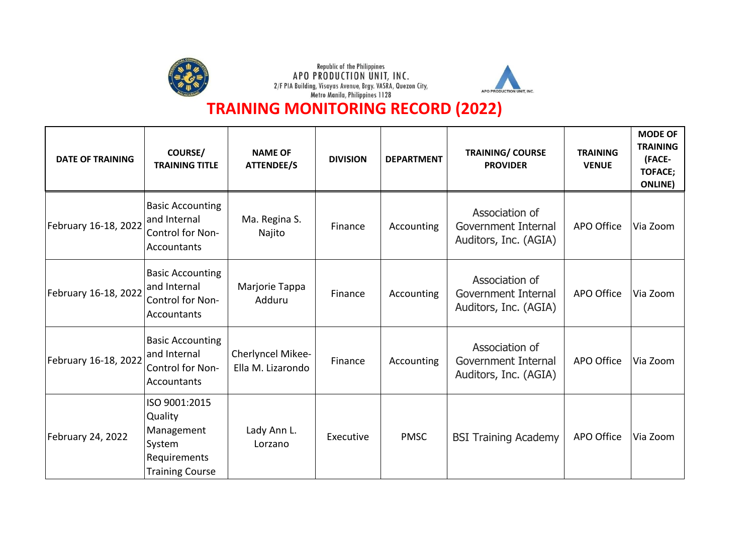Republic of the Philippines
APO PRODUCTION UNIT, INC.
2/F PIA Building, Visayas Avenue, Brgy. VASRA, Quezon City, Metro Manila, Philippines 1128

# TRAINING MONITORING RECORD (2022)

| DATE OF TRAINING | COURSE/ TRAINING TITLE | NAME OF ATTENDEE/S | DIVISION | DEPARTMENT | TRAINING/ COURSE PROVIDER | TRAINING VENUE | MODE OF TRAINING (FACE-TOFACE; ONLINE) |
|---|---|---|---|---|---|---|---|
| February 16-18, 2022 | Basic Accounting and Internal Control for Non-Accountants | Ma. Regina S. Najito | Finance | Accounting | Association of Government Internal Auditors, Inc. (AGIA) | APO Office | Via Zoom |
| February 16-18, 2022 | Basic Accounting and Internal Control for Non-Accountants | Marjorie Tappa Adduru | Finance | Accounting | Association of Government Internal Auditors, Inc. (AGIA) | APO Office | Via Zoom |
| February 16-18, 2022 | Basic Accounting and Internal Control for Non-Accountants | Cherlyncel Mikee-Ella M. Lizarondo | Finance | Accounting | Association of Government Internal Auditors, Inc. (AGIA) | APO Office | Via Zoom |
| February 24, 2022 | ISO 9001:2015 Quality Management System Requirements Training Course | Lady Ann L. Lorzano | Executive | PMSC | BSI Training Academy | APO Office | Via Zoom |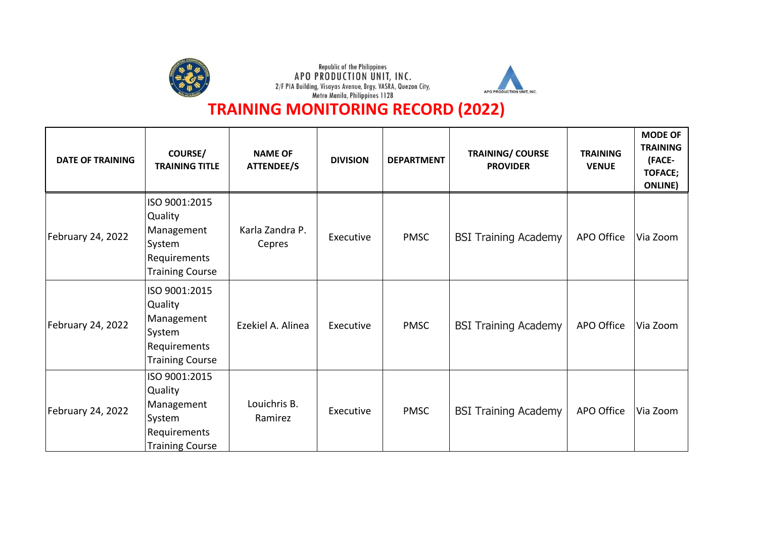Republic of the Philippines
APO PRODUCTION UNIT, INC.
2/F PIA Building, Visayas Avenue, Brgy. VASRA, Quezon City,
Metro Manila, Philippines 1128

APO PRODUCTION UNIT, INC.

# TRAINING MONITORING RECORD (2022)

| DATE OF TRAINING | COURSE/ TRAINING TITLE | NAME OF ATTENDEE/S | DIVISION | DEPARTMENT | TRAINING/ COURSE PROVIDER | TRAINING VENUE | MODE OF TRAINING (FACE-TOFACE; ONLINE) |
|---|---|---|---|---|---|---|---|
| February 24, 2022 | ISO 9001:2015 Quality Management System Requirements Training Course | Karla Zandra P. Cepres | Executive | PMSC | BSI Training Academy | APO Office | Via Zoom |
| February 24, 2022 | ISO 9001:2015 Quality Management System Requirements Training Course | Ezekiel A. Alinea | Executive | PMSC | BSI Training Academy | APO Office | Via Zoom |
| February 24, 2022 | ISO 9001:2015 Quality Management System Requirements Training Course | Louichris B. Ramirez | Executive | PMSC | BSI Training Academy | APO Office | Via Zoom |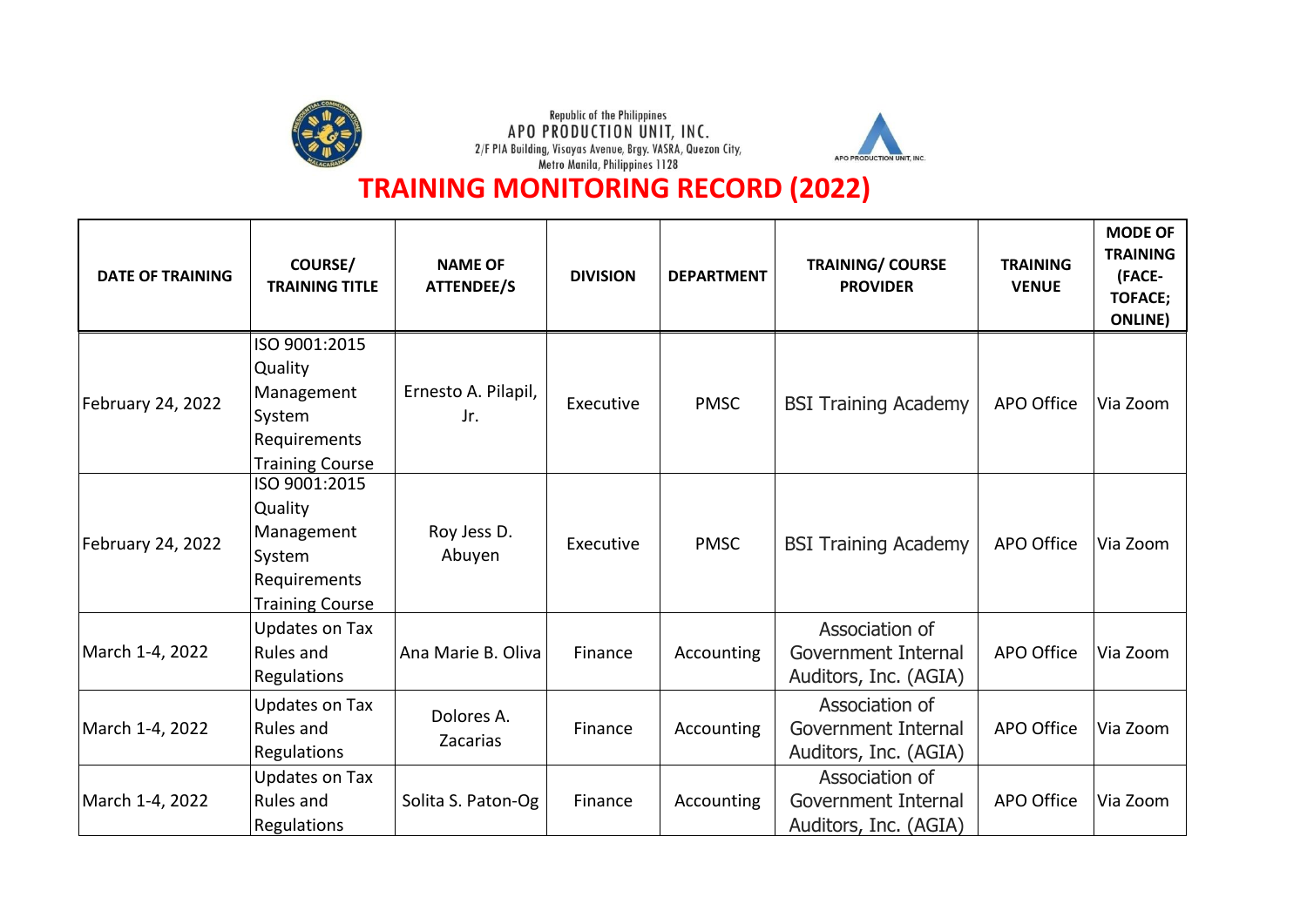Republic of the Philippines
APO PRODUCTION UNIT, INC.
2/F PIA Building, Visayas Avenue, Brgy. VASRA, Quezon City,
Metro Manila, Philippines 1128

APO PRODUCTION UNIT, INC.

# TRAINING MONITORING RECORD (2022)

| DATE OF TRAINING | COURSE/ TRAINING TITLE | NAME OF ATTENDEE/S | DIVISION | DEPARTMENT | TRAINING/ COURSE PROVIDER | TRAINING VENUE | MODE OF TRAINING (FACE-TOFACE; ONLINE) |
|---|---|---|---|---|---|---|---|
| February 24, 2022 | ISO 9001:2015 Quality Management System Requirements Training Course | Ernesto A. Pilapil, Jr. | Executive | PMSC | BSI Training Academy | APO Office | Via Zoom |
| February 24, 2022 | ISO 9001:2015 Quality Management System Requirements Training Course | Roy Jess D. Abuyen | Executive | PMSC | BSI Training Academy | APO Office | Via Zoom |
| March 1-4, 2022 | Updates on Tax Rules and Regulations | Ana Marie B. Oliva | Finance | Accounting | Association of Government Internal Auditors, Inc. (AGIA) | APO Office | Via Zoom |
| March 1-4, 2022 | Updates on Tax Rules and Regulations | Dolores A. Zacarias | Finance | Accounting | Association of Government Internal Auditors, Inc. (AGIA) | APO Office | Via Zoom |
| March 1-4, 2022 | Updates on Tax Rules and Regulations | Solita S. Paton-Og | Finance | Accounting | Association of Government Internal Auditors, Inc. (AGIA) | APO Office | Via Zoom |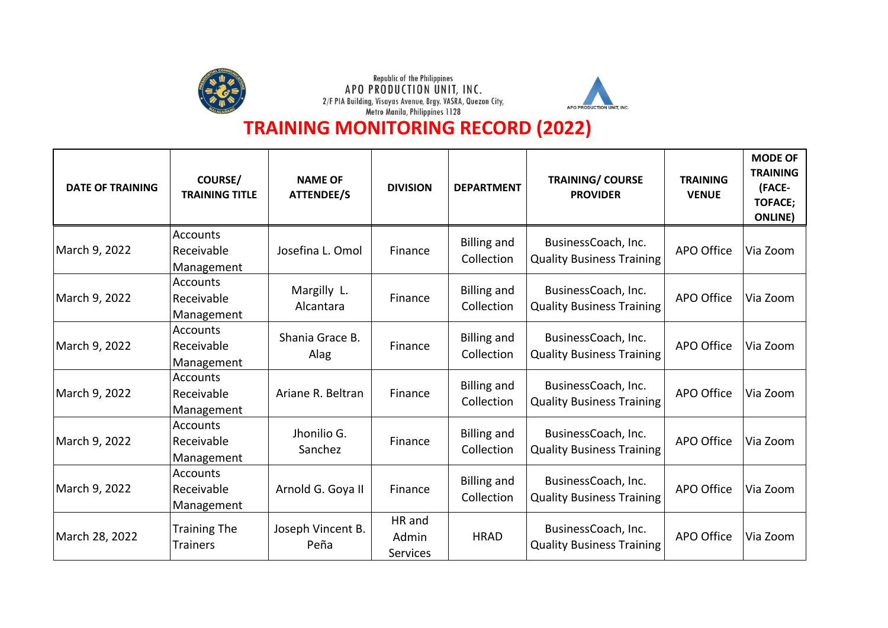Republic of the Philippines
APO PRODUCTION UNIT, INC.
2/F PIA Building, Visayas Avenue, Brgy. VASRA, Quezon City, Metro Manila, Philippines 1128

# TRAINING MONITORING RECORD (2022)

| DATE OF TRAINING | COURSE/ TRAINING TITLE | NAME OF ATTENDEE/S | DIVISION | DEPARTMENT | TRAINING/ COURSE PROVIDER | TRAINING VENUE | MODE OF TRAINING (FACE-TOFACE; ONLINE) |
|---|---|---|---|---|---|---|---|
| March 9, 2022 | Accounts Receivable Management | Josefina L. Omol | Finance | Billing and Collection | BusinessCoach, Inc. Quality Business Training | APO Office | Via Zoom |
| March 9, 2022 | Accounts Receivable Management | Margilly L. Alcantara | Finance | Billing and Collection | BusinessCoach, Inc. Quality Business Training | APO Office | Via Zoom |
| March 9, 2022 | Accounts Receivable Management | Shania Grace B. Alag | Finance | Billing and Collection | BusinessCoach, Inc. Quality Business Training | APO Office | Via Zoom |
| March 9, 2022 | Accounts Receivable Management | Ariane R. Beltran | Finance | Billing and Collection | BusinessCoach, Inc. Quality Business Training | APO Office | Via Zoom |
| March 9, 2022 | Accounts Receivable Management | Jhonilio G. Sanchez | Finance | Billing and Collection | BusinessCoach, Inc. Quality Business Training | APO Office | Via Zoom |
| March 9, 2022 | Accounts Receivable Management | Arnold G. Goya II | Finance | Billing and Collection | BusinessCoach, Inc. Quality Business Training | APO Office | Via Zoom |
| March 28, 2022 | Training The Trainers | Joseph Vincent B. Peña | HR and Admin Services | HRAD | BusinessCoach, Inc. Quality Business Training | APO Office | Via Zoom |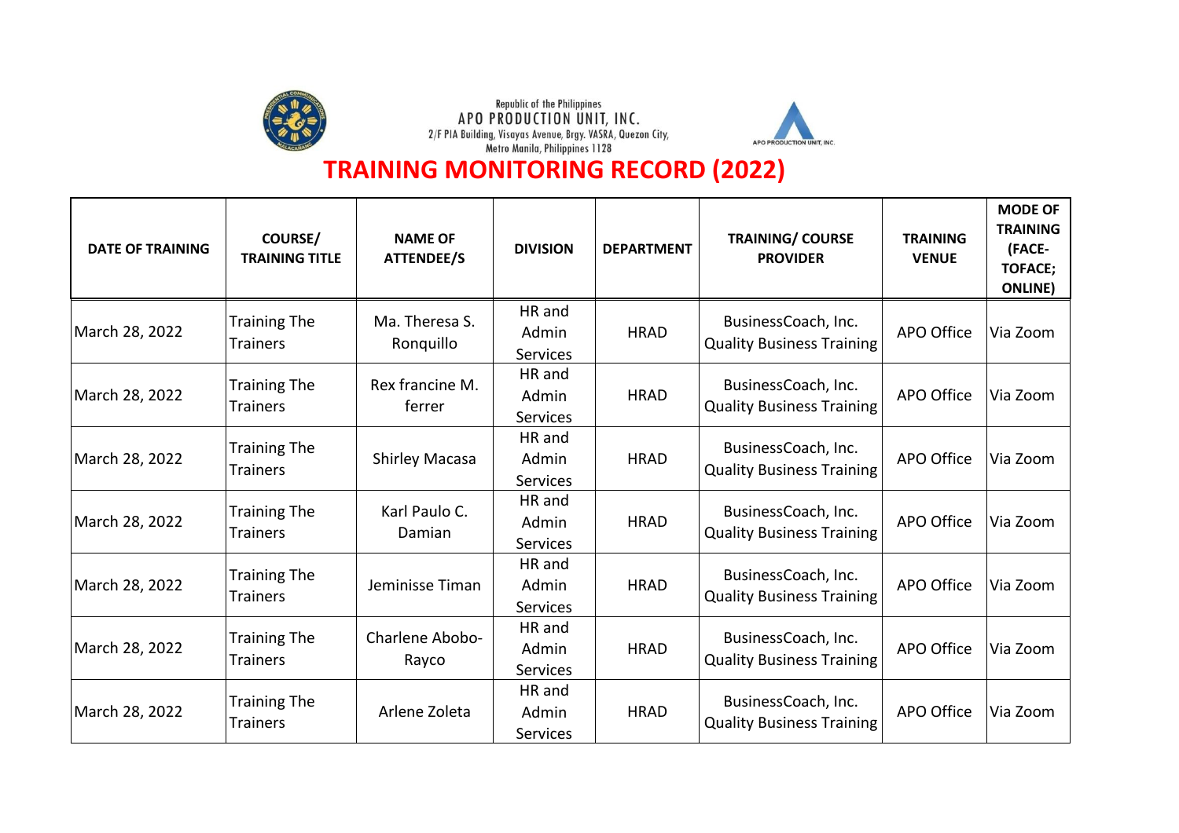Republic of the Philippines
APO PRODUCTION UNIT, INC.
2/F PIA Building, Visayas Avenue, Brgy. VASRA, Quezon City, Metro Manila, Philippines 1128

APO PRODUCTION UNIT, INC.

# TRAINING MONITORING RECORD (2022)

| DATE OF TRAINING | COURSE/ TRAINING TITLE | NAME OF ATTENDEE/S | DIVISION | DEPARTMENT | TRAINING/ COURSE PROVIDER | TRAINING VENUE | MODE OF TRAINING (FACE-TOFACE; ONLINE) |
|---|---|---|---|---|---|---|---|
| March 28, 2022 | Training The Trainers | Ma. Theresa S. Ronquillo | HR and Admin Services | HRAD | BusinessCoach, Inc. Quality Business Training | APO Office | Via Zoom |
| March 28, 2022 | Training The Trainers | Rex francine M. ferrer | HR and Admin Services | HRAD | BusinessCoach, Inc. Quality Business Training | APO Office | Via Zoom |
| March 28, 2022 | Training The Trainers | Shirley Macasa | HR and Admin Services | HRAD | BusinessCoach, Inc. Quality Business Training | APO Office | Via Zoom |
| March 28, 2022 | Training The Trainers | Karl Paulo C. Damian | HR and Admin Services | HRAD | BusinessCoach, Inc. Quality Business Training | APO Office | Via Zoom |
| March 28, 2022 | Training The Trainers | Jeminisse Timan | HR and Admin Services | HRAD | BusinessCoach, Inc. Quality Business Training | APO Office | Via Zoom |
| March 28, 2022 | Training The Trainers | Charlene Abobo-Rayco | HR and Admin Services | HRAD | BusinessCoach, Inc. Quality Business Training | APO Office | Via Zoom |
| March 28, 2022 | Training The Trainers | Arlene Zoleta | HR and Admin Services | HRAD | BusinessCoach, Inc. Quality Business Training | APO Office | Via Zoom |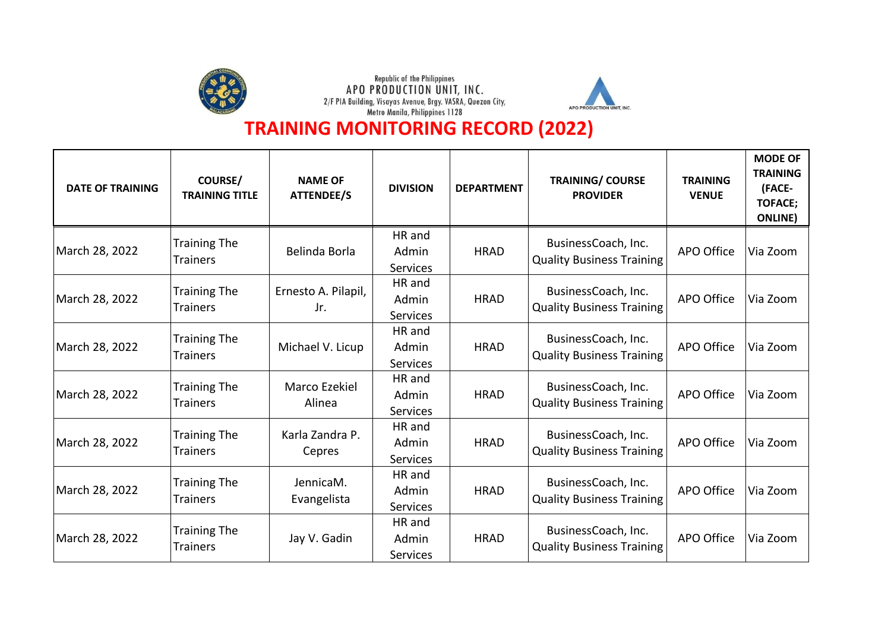Republic of the Philippines
APO PRODUCTION UNIT, INC.
2/F PIA Building, Visayas Avenue, Brgy. VASRA, Quezon City, Metro Manila, Philippines 1128

APO PRODUCTION UNIT, INC.

# TRAINING MONITORING RECORD (2022)

| DATE OF TRAINING | COURSE/ TRAINING TITLE | NAME OF ATTENDEE/S | DIVISION | DEPARTMENT | TRAINING/ COURSE PROVIDER | TRAINING VENUE | MODE OF TRAINING (FACE-TOFACE; ONLINE) |
|---|---|---|---|---|---|---|---|
| March 28, 2022 | Training The Trainers | Belinda Borla | HR and Admin Services | HRAD | BusinessCoach, Inc. Quality Business Training | APO Office | Via Zoom |
| March 28, 2022 | Training The Trainers | Ernesto A. Pilapil, Jr. | HR and Admin Services | HRAD | BusinessCoach, Inc. Quality Business Training | APO Office | Via Zoom |
| March 28, 2022 | Training The Trainers | Michael V. Licup | HR and Admin Services | HRAD | BusinessCoach, Inc. Quality Business Training | APO Office | Via Zoom |
| March 28, 2022 | Training The Trainers | Marco Ezekiel Alinea | HR and Admin Services | HRAD | BusinessCoach, Inc. Quality Business Training | APO Office | Via Zoom |
| March 28, 2022 | Training The Trainers | Karla Zandra P. Cepres | HR and Admin Services | HRAD | BusinessCoach, Inc. Quality Business Training | APO Office | Via Zoom |
| March 28, 2022 | Training The Trainers | JennicaM. Evangelista | HR and Admin Services | HRAD | BusinessCoach, Inc. Quality Business Training | APO Office | Via Zoom |
| March 28, 2022 | Training The Trainers | Jay V. Gadin | HR and Admin Services | HRAD | BusinessCoach, Inc. Quality Business Training | APO Office | Via Zoom |